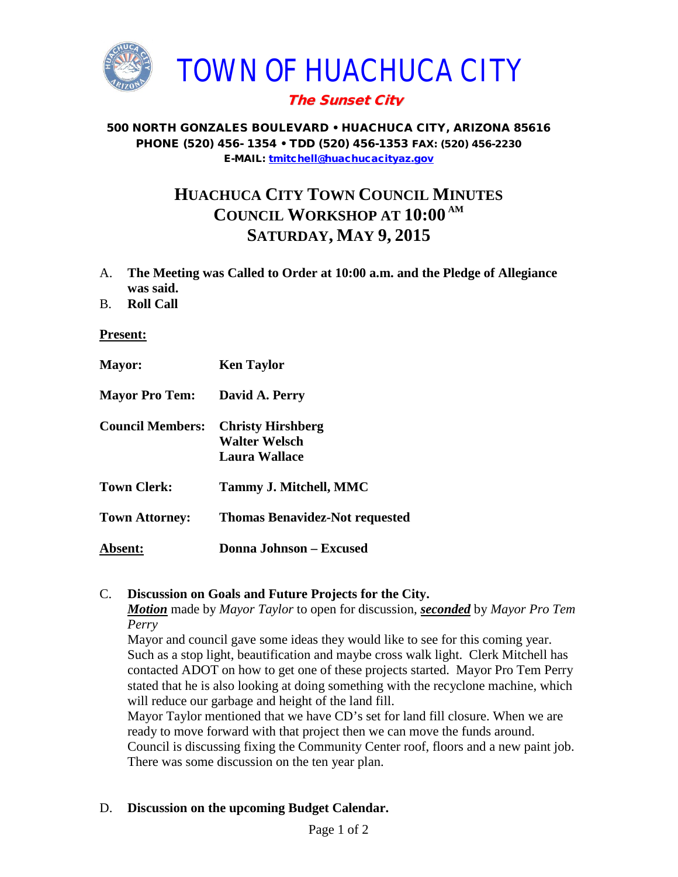# TOWN OF HUACHUCA CITY

***The Sunset City***

**500 NORTH GONZALES BOULEVARD • HUACHUCA CITY, ARIZONA 85616**
**PHONE (520) 456- 1354 • TDD (520) 456-1353 FAX: (520) 456-2230**
**E-MAIL: tmitchell@huachucacityaz.gov**

## HUACHUCA CITY TOWN COUNCIL MINUTES
## COUNCIL WORKSHOP AT 10:00 AM
## SATURDAY, MAY 9, 2015

A. **The Meeting was Called to Order at 10:00 a.m. and the Pledge of Allegiance was said.**

B. **Roll Call**

**Present:**

| | |
|---|---|
| **Mayor:** | **Ken Taylor** |
| **Mayor Pro Tem:** | **David A. Perry** |
| **Council Members:** | **Christy Hirshberg**<br>**Walter Welsch**<br>**Laura Wallace** |
| **Town Clerk:** | **Tammy J. Mitchell, MMC** |
| **Town Attorney:** | **Thomas Benavidez-Not requested** |
| **Absent:** | **Donna Johnson – Excused** |

C. **Discussion on Goals and Future Projects for the City.**

***Motion*** made by *Mayor Taylor* to open for discussion, ***seconded*** by *Mayor Pro Tem Perry*

Mayor and council gave some ideas they would like to see for this coming year. Such as a stop light, beautification and maybe cross walk light. Clerk Mitchell has contacted ADOT on how to get one of these projects started. Mayor Pro Tem Perry stated that he is also looking at doing something with the recyclone machine, which will reduce our garbage and height of the land fill.

Mayor Taylor mentioned that we have CD's set for land fill closure. When we are ready to move forward with that project then we can move the funds around.

Council is discussing fixing the Community Center roof, floors and a new paint job. There was some discussion on the ten year plan.

D. **Discussion on the upcoming Budget Calendar.**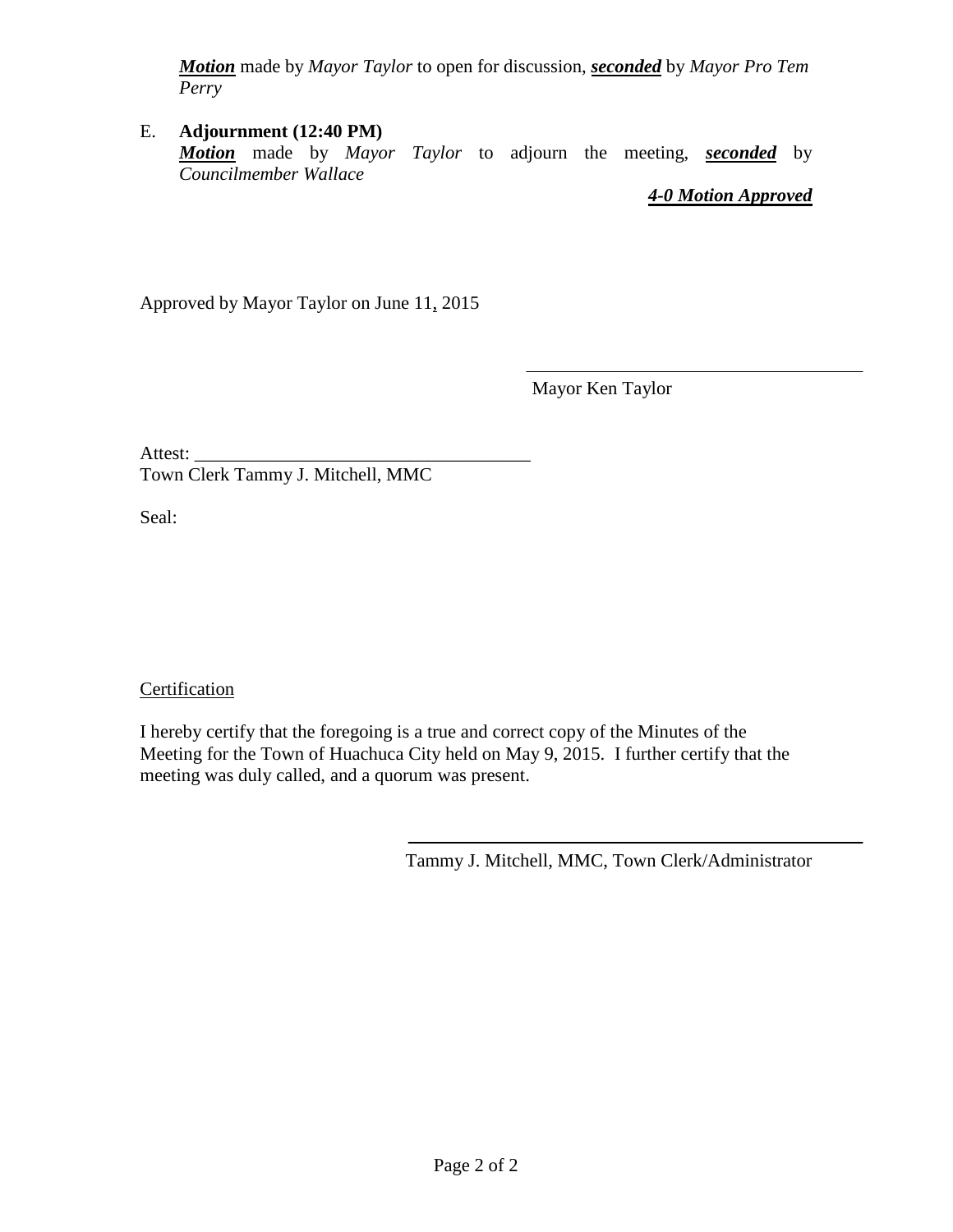***Motion*** made by *Mayor Taylor* to open for discussion, ***seconded*** by *Mayor Pro Tem Perry*

E. **Adjournment (12:40 PM)**
***Motion*** made by *Mayor Taylor* to adjourn the meeting, ***seconded*** by *Councilmember Wallace*

***4-0 Motion Approved***

Approved by Mayor Taylor on June 11, 2015

\_\_\_\_\_\_\_\_\_\_\_\_\_\_\_\_\_\_\_\_\_\_\_\_\_\_\_\_\_\_\_\_\_\_\_\_\_\_
Mayor Ken Taylor

Attest: \_\_\_\_\_\_\_\_\_\_\_\_\_\_\_\_\_\_\_\_\_\_\_\_\_\_\_\_\_\_\_\_\_\_\_\_\_\_
Town Clerk Tammy J. Mitchell, MMC

Seal:

Certification

I hereby certify that the foregoing is a true and correct copy of the Minutes of the Meeting for the Town of Huachuca City held on May 9, 2015. I further certify that the meeting was duly called, and a quorum was present.

\_\_\_\_\_\_\_\_\_\_\_\_\_\_\_\_\_\_\_\_\_\_\_\_\_\_\_\_\_\_\_\_\_\_\_\_\_\_
Tammy J. Mitchell, MMC, Town Clerk/Administrator